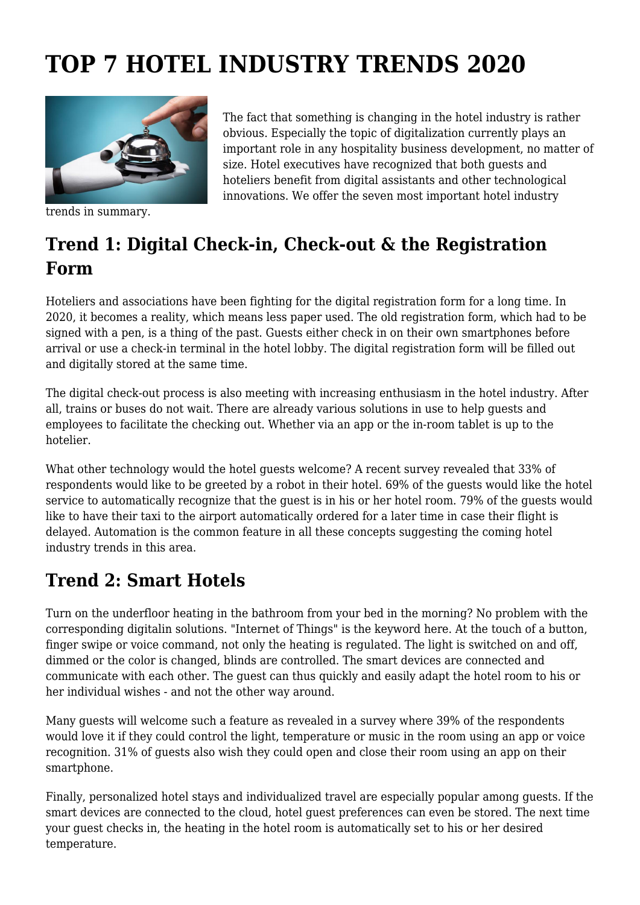# TOP 7 HOTEL INDUSTRY TRENDS 2020

The fact that something is changing in the hotel industry is rather obvious. Especially the topic of digitalization currently plays an important role in any hospitality business development, no matter of size. Hotel executives have recognized that both guests and hoteliers benefit from digital assistants and other technological innovations. We offer the seven most important hotel industry trends in summary.

## Trend 1: Digital Check-in, Check-out & the Registration Form

Hoteliers and associations have been fighting for the digital registration form for a long time. In 2020, it becomes a reality, which means less paper used. The old registration form, which had to be signed with a pen, is a thing of the past. Guests either check in on their own smartphones before arrival or use a check-in terminal in the hotel lobby. The digital registration form will be filled out and digitally stored at the same time.

The digital check-out process is also meeting with increasing enthusiasm in the hotel industry. After all, trains or buses do not wait. There are already various solutions in use to help guests and employees to facilitate the checking out. Whether via an app or the in-room tablet is up to the hotelier.

What other technology would the hotel guests welcome? A recent survey revealed that 33% of respondents would like to be greeted by a robot in their hotel. 69% of the guests would like the hotel service to automatically recognize that the guest is in his or her hotel room. 79% of the guests would like to have their taxi to the airport automatically ordered for a later time in case their flight is delayed. Automation is the common feature in all these concepts suggesting the coming hotel industry trends in this area.

## Trend 2: Smart Hotels

Turn on the underfloor heating in the bathroom from your bed in the morning? No problem with the corresponding digitalin solutions. "Internet of Things" is the keyword here. At the touch of a button, finger swipe or voice command, not only the heating is regulated. The light is switched on and off, dimmed or the color is changed, blinds are controlled. The smart devices are connected and communicate with each other. The guest can thus quickly and easily adapt the hotel room to his or her individual wishes - and not the other way around.

Many guests will welcome such a feature as revealed in a survey where 39% of the respondents would love it if they could control the light, temperature or music in the room using an app or voice recognition. 31% of guests also wish they could open and close their room using an app on their smartphone.

Finally, personalized hotel stays and individualized travel are especially popular among guests. If the smart devices are connected to the cloud, hotel guest preferences can even be stored. The next time your guest checks in, the heating in the hotel room is automatically set to his or her desired temperature.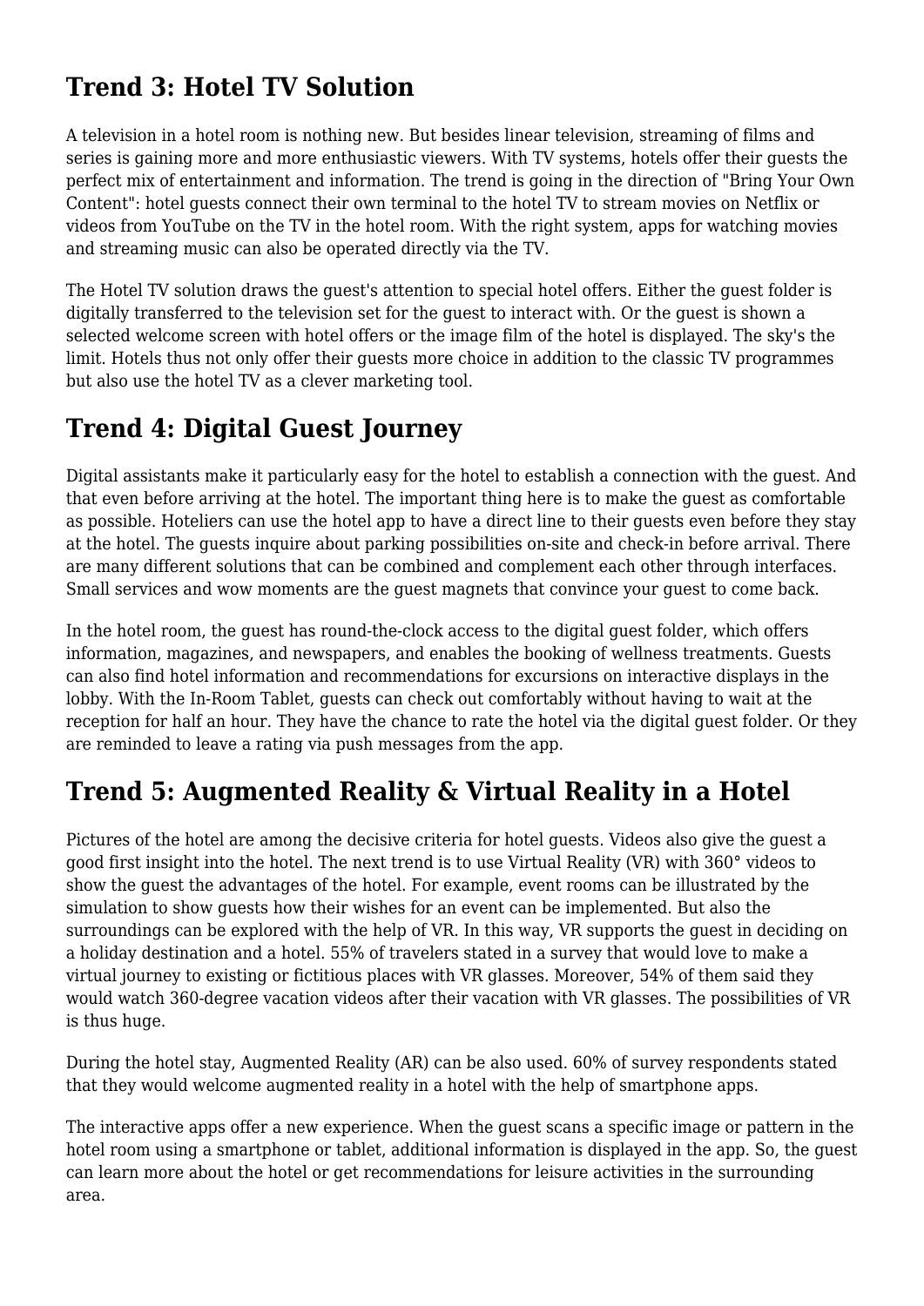## Trend 3: Hotel TV Solution

A television in a hotel room is nothing new. But besides linear television, streaming of films and series is gaining more and more enthusiastic viewers. With TV systems, hotels offer their guests the perfect mix of entertainment and information. The trend is going in the direction of "Bring Your Own Content": hotel guests connect their own terminal to the hotel TV to stream movies on Netflix or videos from YouTube on the TV in the hotel room. With the right system, apps for watching movies and streaming music can also be operated directly via the TV.

The Hotel TV solution draws the guest's attention to special hotel offers. Either the guest folder is digitally transferred to the television set for the guest to interact with. Or the guest is shown a selected welcome screen with hotel offers or the image film of the hotel is displayed. The sky's the limit. Hotels thus not only offer their guests more choice in addition to the classic TV programmes but also use the hotel TV as a clever marketing tool.

## Trend 4: Digital Guest Journey

Digital assistants make it particularly easy for the hotel to establish a connection with the guest. And that even before arriving at the hotel. The important thing here is to make the guest as comfortable as possible. Hoteliers can use the hotel app to have a direct line to their guests even before they stay at the hotel. The guests inquire about parking possibilities on-site and check-in before arrival. There are many different solutions that can be combined and complement each other through interfaces. Small services and wow moments are the guest magnets that convince your guest to come back.

In the hotel room, the guest has round-the-clock access to the digital guest folder, which offers information, magazines, and newspapers, and enables the booking of wellness treatments. Guests can also find hotel information and recommendations for excursions on interactive displays in the lobby. With the In-Room Tablet, guests can check out comfortably without having to wait at the reception for half an hour. They have the chance to rate the hotel via the digital guest folder. Or they are reminded to leave a rating via push messages from the app.

## Trend 5: Augmented Reality & Virtual Reality in a Hotel

Pictures of the hotel are among the decisive criteria for hotel guests. Videos also give the guest a good first insight into the hotel. The next trend is to use Virtual Reality (VR) with 360° videos to show the guest the advantages of the hotel. For example, event rooms can be illustrated by the simulation to show guests how their wishes for an event can be implemented. But also the surroundings can be explored with the help of VR. In this way, VR supports the guest in deciding on a holiday destination and a hotel. 55% of travelers stated in a survey that would love to make a virtual journey to existing or fictitious places with VR glasses. Moreover, 54% of them said they would watch 360-degree vacation videos after their vacation with VR glasses. The possibilities of VR is thus huge.

During the hotel stay, Augmented Reality (AR) can be also used. 60% of survey respondents stated that they would welcome augmented reality in a hotel with the help of smartphone apps.

The interactive apps offer a new experience. When the guest scans a specific image or pattern in the hotel room using a smartphone or tablet, additional information is displayed in the app. So, the guest can learn more about the hotel or get recommendations for leisure activities in the surrounding area.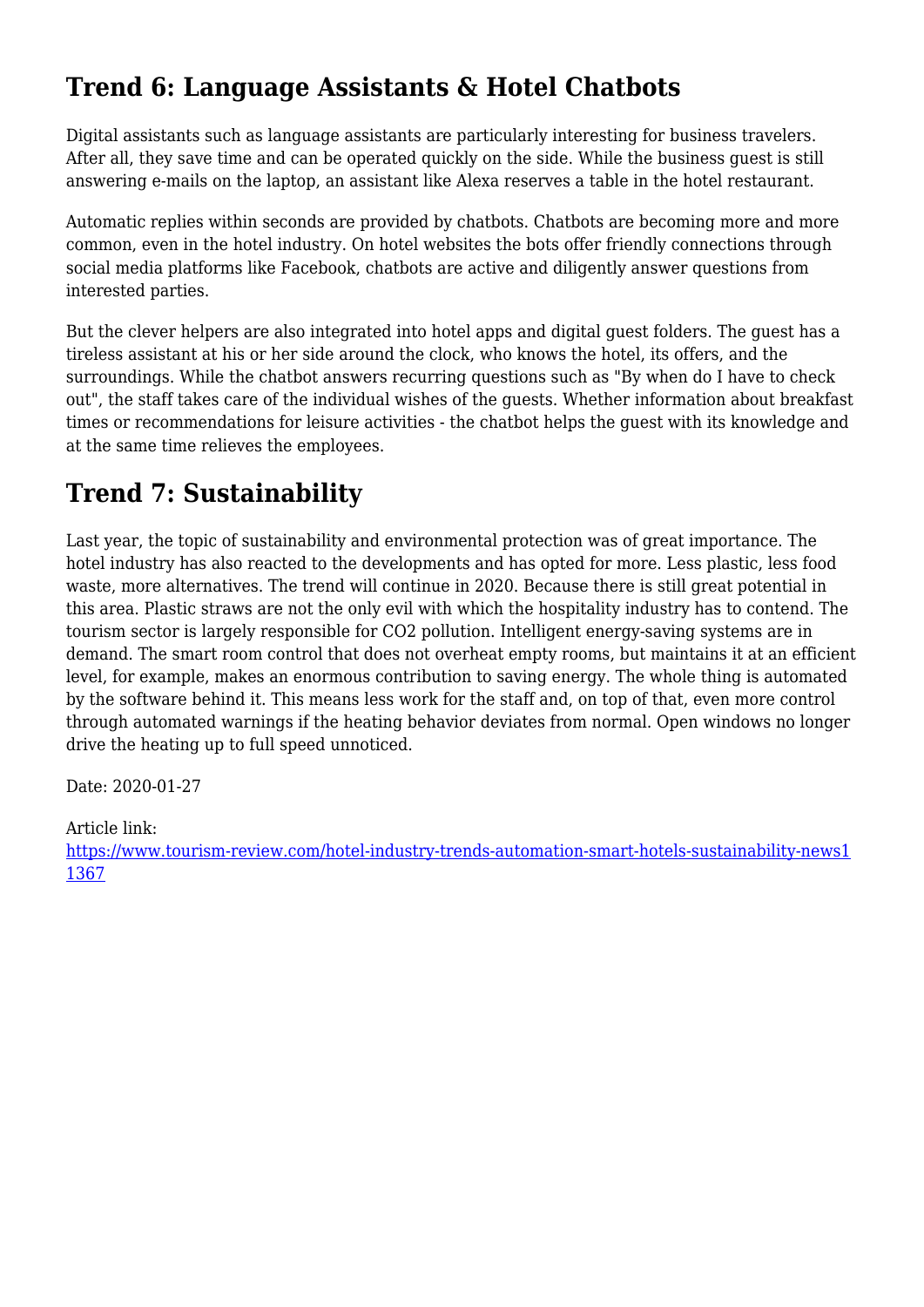## Trend 6: Language Assistants & Hotel Chatbots

Digital assistants such as language assistants are particularly interesting for business travelers. After all, they save time and can be operated quickly on the side. While the business guest is still answering e-mails on the laptop, an assistant like Alexa reserves a table in the hotel restaurant.

Automatic replies within seconds are provided by chatbots. Chatbots are becoming more and more common, even in the hotel industry. On hotel websites the bots offer friendly connections through social media platforms like Facebook, chatbots are active and diligently answer questions from interested parties.

But the clever helpers are also integrated into hotel apps and digital guest folders. The guest has a tireless assistant at his or her side around the clock, who knows the hotel, its offers, and the surroundings. While the chatbot answers recurring questions such as "By when do I have to check out", the staff takes care of the individual wishes of the guests. Whether information about breakfast times or recommendations for leisure activities - the chatbot helps the guest with its knowledge and at the same time relieves the employees.

## Trend 7: Sustainability

Last year, the topic of sustainability and environmental protection was of great importance. The hotel industry has also reacted to the developments and has opted for more. Less plastic, less food waste, more alternatives. The trend will continue in 2020. Because there is still great potential in this area. Plastic straws are not the only evil with which the hospitality industry has to contend. The tourism sector is largely responsible for $CO_2$ pollution. Intelligent energy-saving systems are in demand. The smart room control that does not overheat empty rooms, but maintains it at an efficient level, for example, makes an enormous contribution to saving energy. The whole thing is automated by the software behind it. This means less work for the staff and, on top of that, even more control through automated warnings if the heating behavior deviates from normal. Open windows no longer drive the heating up to full speed unnoticed.

Date: 2020-01-27

Article link:
https://www.tourism-review.com/hotel-industry-trends-automation-smart-hotels-sustainability-news11367